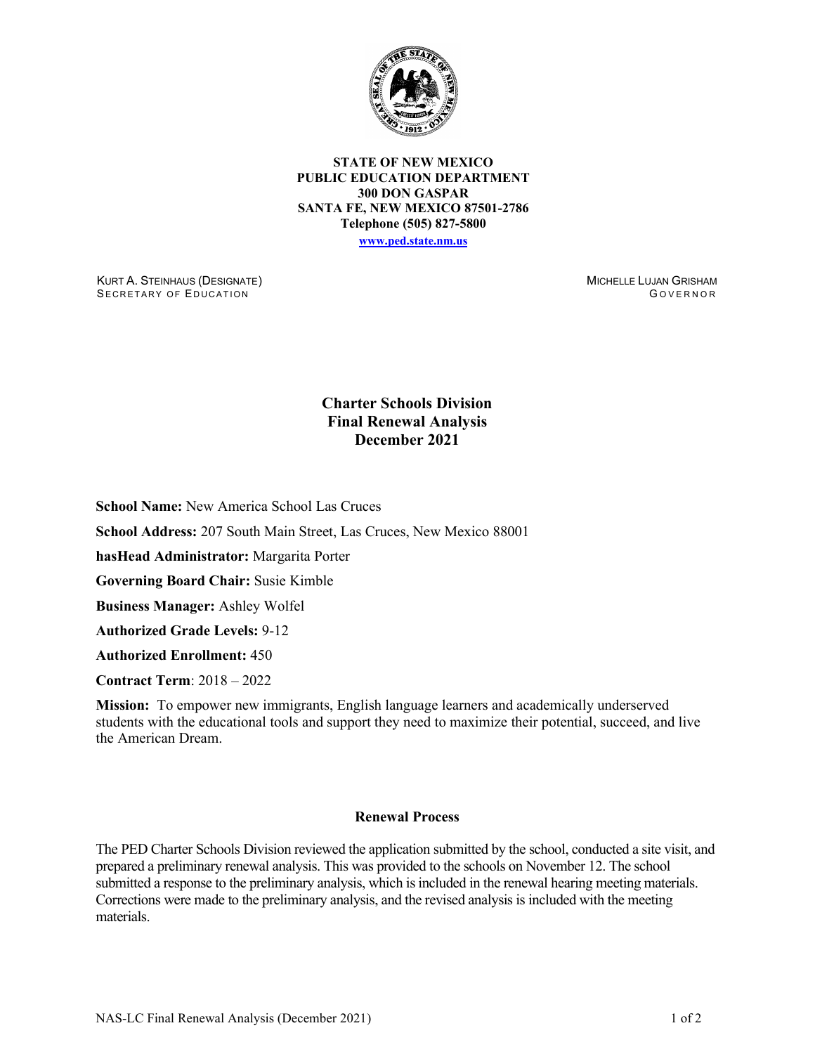**STATE OF NEW MEXICO**
**PUBLIC EDUCATION DEPARTMENT**
**300 DON GASPAR**
**SANTA FE, NEW MEXICO 87501-2786**
**Telephone (505) 827-5800**
**www.ped.state.nm.us**

KURT A. STEINHAUS (DESIGNATE)
SECRETARY OF EDUCATION

MICHELLE LUJAN GRISHAM
GOVERNOR

# Charter Schools Division
# Final Renewal Analysis
# December 2021

**School Name:** New America School Las Cruces

**School Address:** 207 South Main Street, Las Cruces, New Mexico 88001

**hasHead Administrator:** Margarita Porter

**Governing Board Chair:** Susie Kimble

**Business Manager:** Ashley Wolfel

**Authorized Grade Levels:** 9-12

**Authorized Enrollment:** 450

**Contract Term**: 2018 – 2022

**Mission:** To empower new immigrants, English language learners and academically underserved students with the educational tools and support they need to maximize their potential, succeed, and live the American Dream.

## Renewal Process

The PED Charter Schools Division reviewed the application submitted by the school, conducted a site visit, and prepared a preliminary renewal analysis. This was provided to the schools on November 12. The school submitted a response to the preliminary analysis, which is included in the renewal hearing meeting materials. Corrections were made to the preliminary analysis, and the revised analysis is included with the meeting materials.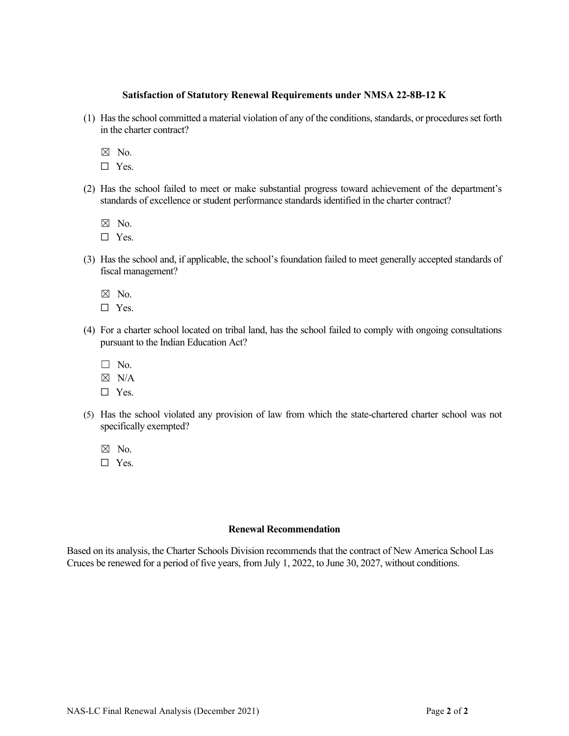### Satisfaction of Statutory Renewal Requirements under NMSA 22-8B-12 K

(1) Has the school committed a material violation of any of the conditions, standards, or procedures set forth in the charter contract?

☒ No.
☐ Yes.

(2) Has the school failed to meet or make substantial progress toward achievement of the department's standards of excellence or student performance standards identified in the charter contract?

☒ No.
☐ Yes.

(3) Has the school and, if applicable, the school's foundation failed to meet generally accepted standards of fiscal management?

☒ No.
☐ Yes.

(4) For a charter school located on tribal land, has the school failed to comply with ongoing consultations pursuant to the Indian Education Act?

☐ No.
☒ N/A
☐ Yes.

(5) Has the school violated any provision of law from which the state-chartered charter school was not specifically exempted?

☒ No.
☐ Yes.

### Renewal Recommendation

Based on its analysis, the Charter Schools Division recommends that the contract of New America School Las Cruces be renewed for a period of five years, from July 1, 2022, to June 30, 2027, without conditions.